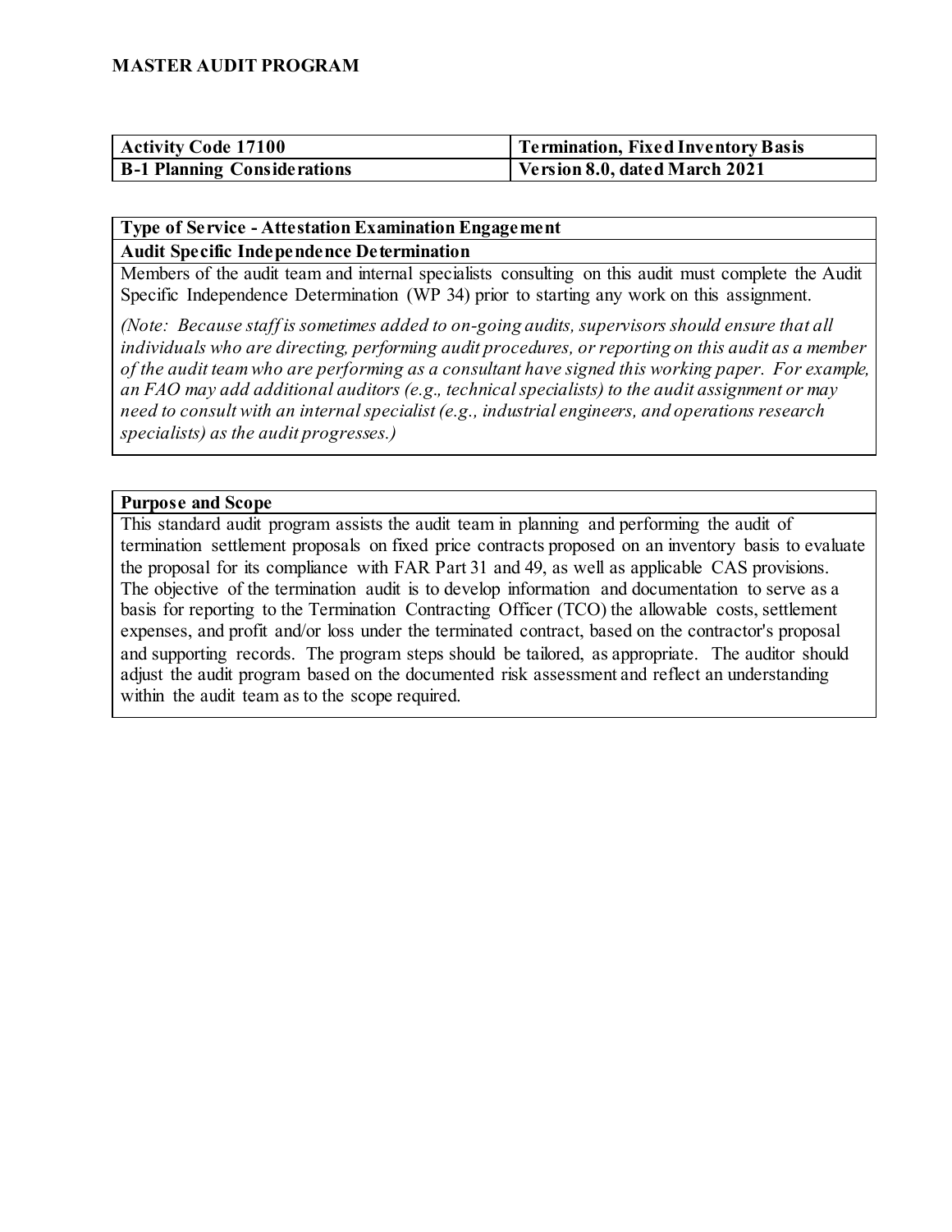# MASTER AUDIT PROGRAM

| Activity Code 17100 | Termination, Fixed Inventory Basis |
|---|---|
| **B-1 Planning Considerations** | **Version 8.0, dated March 2021** |

**Type of Service - Attestation Examination Engagement**

**Audit Specific Independence Determination**

Members of the audit team and internal specialists consulting on this audit must complete the Audit Specific Independence Determination (WP 34) prior to starting any work on this assignment.

*(Note: Because staff is sometimes added to on-going audits, supervisors should ensure that all individuals who are directing, performing audit procedures, or reporting on this audit as a member of the audit team who are performing as a consultant have signed this working paper. For example, an FAO may add additional auditors (e.g., technical specialists) to the audit assignment or may need to consult with an internal specialist (e.g., industrial engineers, and operations research specialists) as the audit progresses.)*

**Purpose and Scope**

This standard audit program assists the audit team in planning and performing the audit of termination settlement proposals on fixed price contracts proposed on an inventory basis to evaluate the proposal for its compliance with FAR Part 31 and 49, as well as applicable CAS provisions. The objective of the termination audit is to develop information and documentation to serve as a basis for reporting to the Termination Contracting Officer (TCO) the allowable costs, settlement expenses, and profit and/or loss under the terminated contract, based on the contractor's proposal and supporting records. The program steps should be tailored, as appropriate. The auditor should adjust the audit program based on the documented risk assessment and reflect an understanding within the audit team as to the scope required.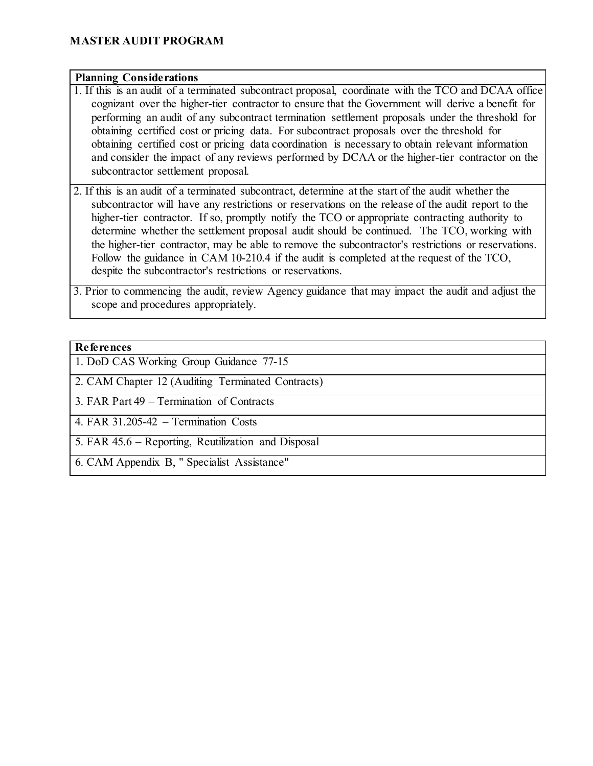# MASTER AUDIT PROGRAM

| Planning Considerations |
|---|
| 1. If this is an audit of a terminated subcontract proposal, coordinate with the TCO and DCAA office cognizant over the higher-tier contractor to ensure that the Government will derive a benefit for performing an audit of any subcontract termination settlement proposals under the threshold for obtaining certified cost or pricing data. For subcontract proposals over the threshold for obtaining certified cost or pricing data coordination is necessary to obtain relevant information and consider the impact of any reviews performed by DCAA or the higher-tier contractor on the subcontractor settlement proposal. |
| 2. If this is an audit of a terminated subcontract, determine at the start of the audit whether the subcontractor will have any restrictions or reservations on the release of the audit report to the higher-tier contractor. If so, promptly notify the TCO or appropriate contracting authority to determine whether the settlement proposal audit should be continued. The TCO, working with the higher-tier contractor, may be able to remove the subcontractor's restrictions or reservations. Follow the guidance in CAM 10-210.4 if the audit is completed at the request of the TCO, despite the subcontractor's restrictions or reservations. |
| 3. Prior to commencing the audit, review Agency guidance that may impact the audit and adjust the scope and procedures appropriately. |

| References |
|---|
| 1. DoD CAS Working Group Guidance 77-15 |
| 2. CAM Chapter 12 (Auditing Terminated Contracts) |
| 3. FAR Part 49 – Termination of Contracts |
| 4. FAR 31.205-42 – Termination Costs |
| 5. FAR 45.6 – Reporting, Reutilization and Disposal |
| 6. CAM Appendix B, " Specialist Assistance" |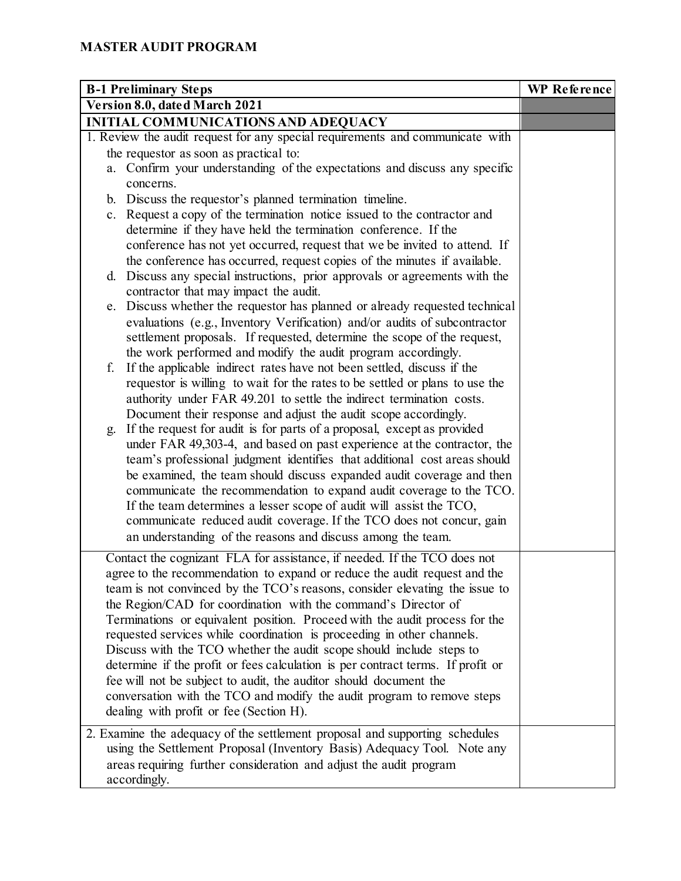**MASTER AUDIT PROGRAM**

| B-1 Preliminary Steps | WP Reference |
|---|---|
| **Version 8.0, dated March 2021** | |
| **INITIAL COMMUNICATIONS AND ADEQUACY** | |
| 1. Review the audit request for any special requirements and communicate with the requestor as soon as practical to:<br>a. Confirm your understanding of the expectations and discuss any specific concerns.<br>b. Discuss the requestor's planned termination timeline.<br>c. Request a copy of the termination notice issued to the contractor and determine if they have held the termination conference. If the conference has not yet occurred, request that we be invited to attend. If the conference has occurred, request copies of the minutes if available.<br>d. Discuss any special instructions, prior approvals or agreements with the contractor that may impact the audit.<br>e. Discuss whether the requestor has planned or already requested technical evaluations (e.g., Inventory Verification) and/or audits of subcontractor settlement proposals. If requested, determine the scope of the request, the work performed and modify the audit program accordingly.<br>f. If the applicable indirect rates have not been settled, discuss if the requestor is willing to wait for the rates to be settled or plans to use the authority under FAR 49.201 to settle the indirect termination costs. Document their response and adjust the audit scope accordingly.<br>g. If the request for audit is for parts of a proposal, except as provided under FAR 49,303-4, and based on past experience at the contractor, the team's professional judgment identifies that additional cost areas should be examined, the team should discuss expanded audit coverage and then communicate the recommendation to expand audit coverage to the TCO. If the team determines a lesser scope of audit will assist the TCO, communicate reduced audit coverage. If the TCO does not concur, gain an understanding of the reasons and discuss among the team. | |
| Contact the cognizant FLA for assistance, if needed. If the TCO does not agree to the recommendation to expand or reduce the audit request and the team is not convinced by the TCO's reasons, consider elevating the issue to the Region/CAD for coordination with the command's Director of Terminations or equivalent position. Proceed with the audit process for the requested services while coordination is proceeding in other channels. Discuss with the TCO whether the audit scope should include steps to determine if the profit or fees calculation is per contract terms. If profit or fee will not be subject to audit, the auditor should document the conversation with the TCO and modify the audit program to remove steps dealing with profit or fee (Section H). | |
| 2. Examine the adequacy of the settlement proposal and supporting schedules using the Settlement Proposal (Inventory Basis) Adequacy Tool. Note any areas requiring further consideration and adjust the audit program accordingly. | |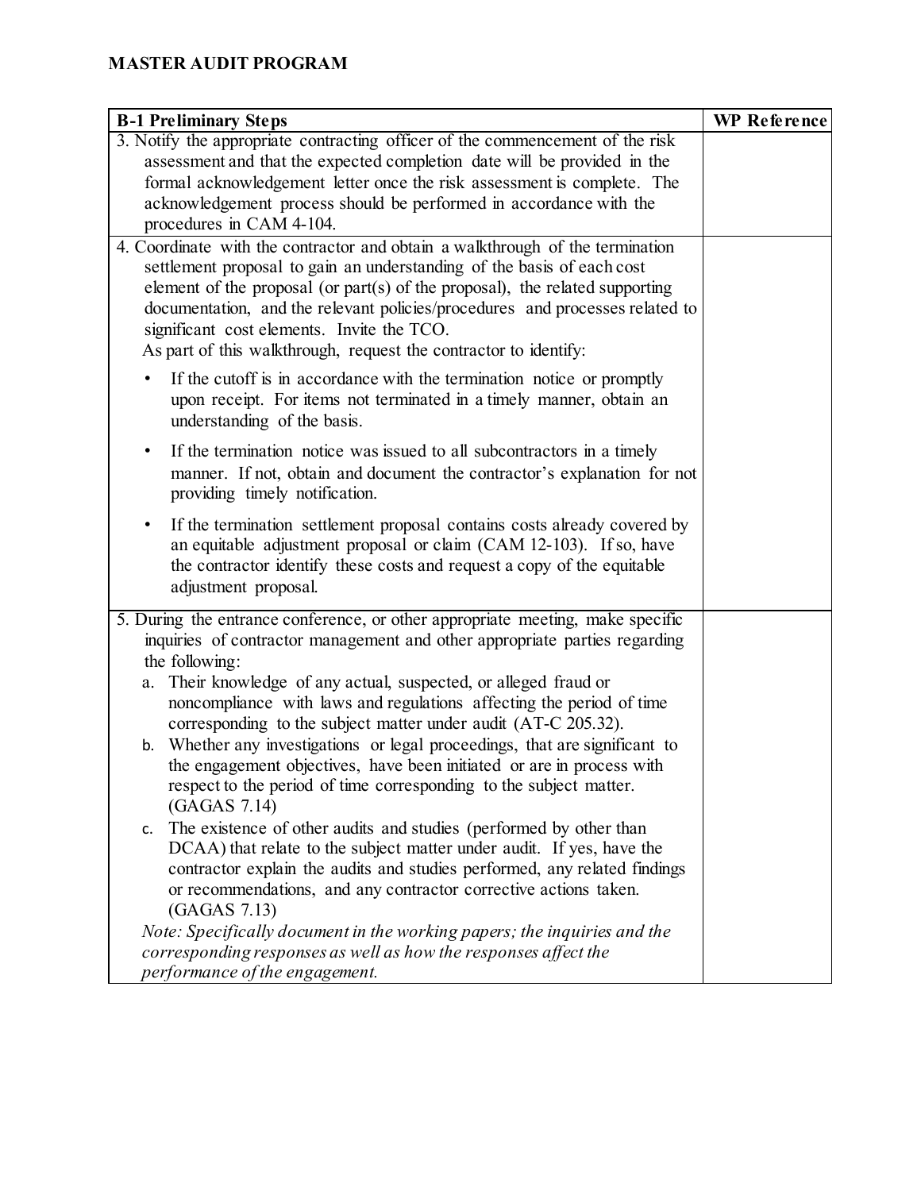## MASTER AUDIT PROGRAM

| B-1 Preliminary Steps | WP Reference |
|---|---|
| 3. Notify the appropriate contracting officer of the commencement of the risk assessment and that the expected completion date will be provided in the formal acknowledgement letter once the risk assessment is complete. The acknowledgement process should be performed in accordance with the procedures in CAM 4-104. | |
| 4. Coordinate with the contractor and obtain a walkthrough of the termination settlement proposal to gain an understanding of the basis of each cost element of the proposal (or part(s) of the proposal), the related supporting documentation, and the relevant policies/procedures and processes related to significant cost elements. Invite the TCO.<br>As part of this walkthrough, request the contractor to identify:<br>• If the cutoff is in accordance with the termination notice or promptly upon receipt. For items not terminated in a timely manner, obtain an understanding of the basis.<br>• If the termination notice was issued to all subcontractors in a timely manner. If not, obtain and document the contractor's explanation for not providing timely notification.<br>• If the termination settlement proposal contains costs already covered by an equitable adjustment proposal or claim (CAM 12-103). If so, have the contractor identify these costs and request a copy of the equitable adjustment proposal. | |
| 5. During the entrance conference, or other appropriate meeting, make specific inquiries of contractor management and other appropriate parties regarding the following:<br>a. Their knowledge of any actual, suspected, or alleged fraud or noncompliance with laws and regulations affecting the period of time corresponding to the subject matter under audit (AT-C 205.32).<br>b. Whether any investigations or legal proceedings, that are significant to the engagement objectives, have been initiated or are in process with respect to the period of time corresponding to the subject matter. (GAGAS 7.14)<br>c. The existence of other audits and studies (performed by other than DCAA) that relate to the subject matter under audit. If yes, have the contractor explain the audits and studies performed, any related findings or recommendations, and any contractor corrective actions taken. (GAGAS 7.13)<br>*Note: Specifically document in the working papers; the inquiries and the corresponding responses as well as how the responses affect the performance of the engagement.* | |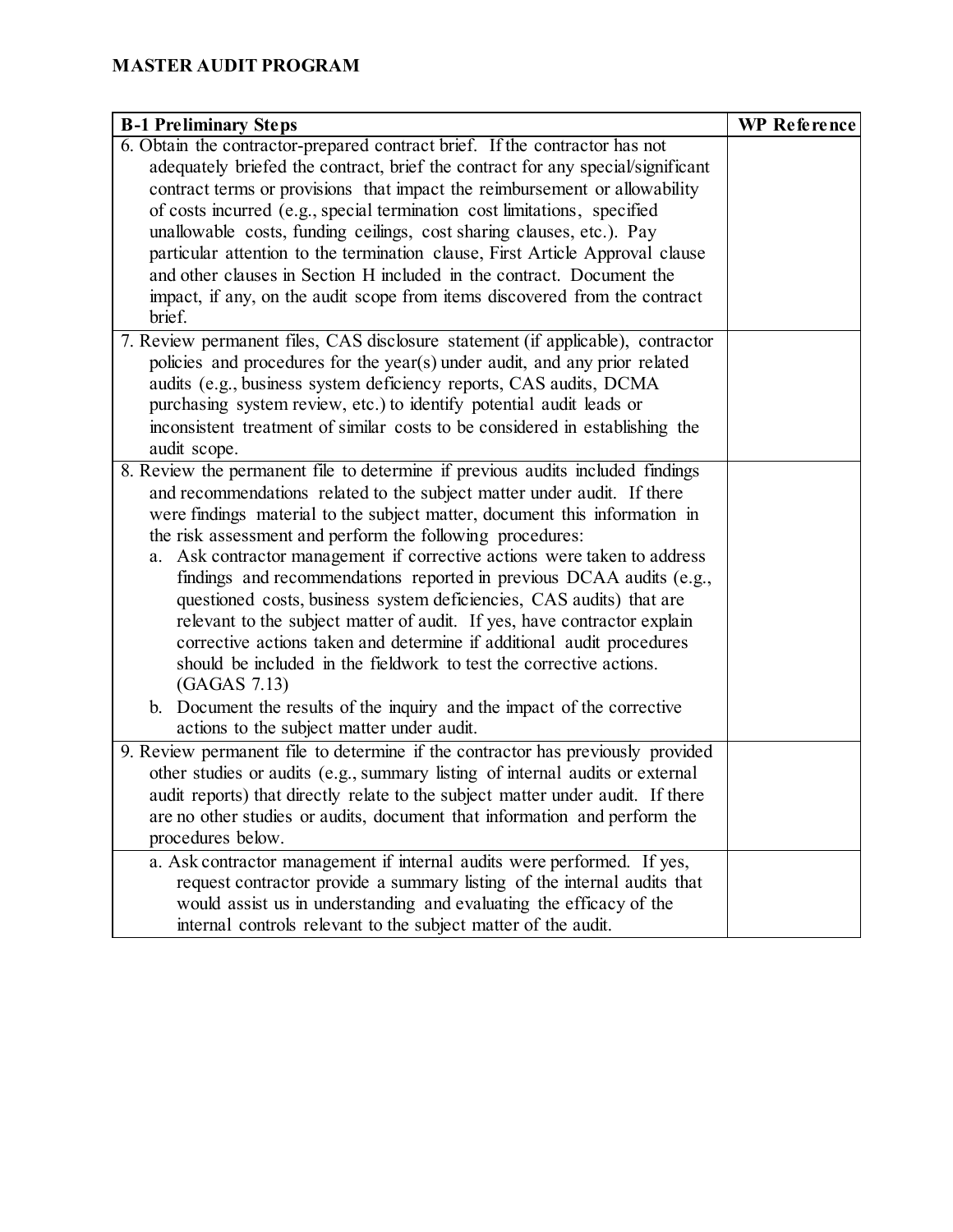# MASTER AUDIT PROGRAM

| B-1 Preliminary Steps | WP Reference |
| --- | --- |
| 6. Obtain the contractor-prepared contract brief. If the contractor has not adequately briefed the contract, brief the contract for any special/significant contract terms or provisions that impact the reimbursement or allowability of costs incurred (e.g., special termination cost limitations, specified unallowable costs, funding ceilings, cost sharing clauses, etc.). Pay particular attention to the termination clause, First Article Approval clause and other clauses in Section H included in the contract. Document the impact, if any, on the audit scope from items discovered from the contract brief. | |
| 7. Review permanent files, CAS disclosure statement (if applicable), contractor policies and procedures for the year(s) under audit, and any prior related audits (e.g., business system deficiency reports, CAS audits, DCMA purchasing system review, etc.) to identify potential audit leads or inconsistent treatment of similar costs to be considered in establishing the audit scope. | |
| 8. Review the permanent file to determine if previous audits included findings and recommendations related to the subject matter under audit. If there were findings material to the subject matter, document this information in the risk assessment and perform the following procedures:<br>a. Ask contractor management if corrective actions were taken to address findings and recommendations reported in previous DCAA audits (e.g., questioned costs, business system deficiencies, CAS audits) that are relevant to the subject matter of audit. If yes, have contractor explain corrective actions taken and determine if additional audit procedures should be included in the fieldwork to test the corrective actions. (GAGAS 7.13)<br>b. Document the results of the inquiry and the impact of the corrective actions to the subject matter under audit. | |
| 9. Review permanent file to determine if the contractor has previously provided other studies or audits (e.g., summary listing of internal audits or external audit reports) that directly relate to the subject matter under audit. If there are no other studies or audits, document that information and perform the procedures below. | |
| a. Ask contractor management if internal audits were performed. If yes, request contractor provide a summary listing of the internal audits that would assist us in understanding and evaluating the efficacy of the internal controls relevant to the subject matter of the audit. | |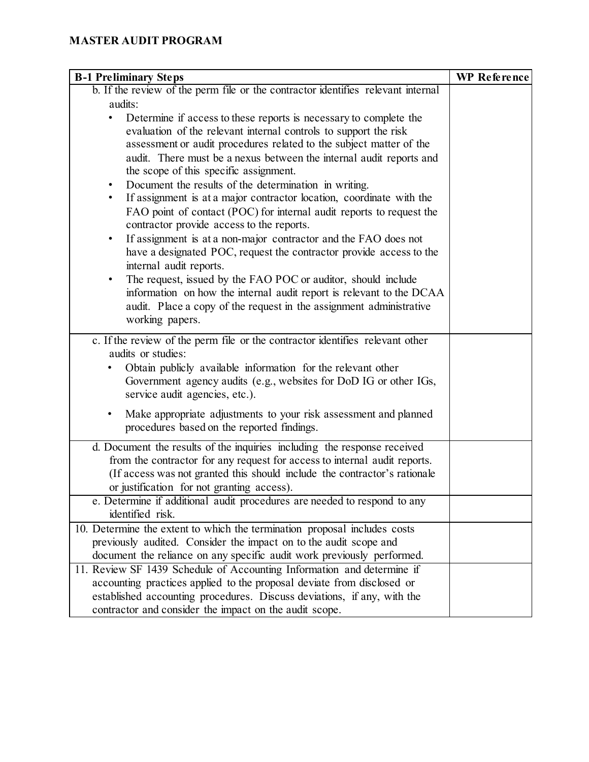**MASTER AUDIT PROGRAM**

| B-1 Preliminary Steps | WP Reference |
|---|---|
| b. If the review of the perm file or the contractor identifies relevant internal audits:<br>• Determine if access to these reports is necessary to complete the evaluation of the relevant internal controls to support the risk assessment or audit procedures related to the subject matter of the audit. There must be a nexus between the internal audit reports and the scope of this specific assignment.<br>• Document the results of the determination in writing.<br>• If assignment is at a major contractor location, coordinate with the FAO point of contact (POC) for internal audit reports to request the contractor provide access to the reports.<br>• If assignment is at a non-major contractor and the FAO does not have a designated POC, request the contractor provide access to the internal audit reports.<br>• The request, issued by the FAO POC or auditor, should include information on how the internal audit report is relevant to the DCAA audit. Place a copy of the request in the assignment administrative working papers. | |
| c. If the review of the perm file or the contractor identifies relevant other audits or studies:<br>• Obtain publicly available information for the relevant other Government agency audits (e.g., websites for DoD IG or other IGs, service audit agencies, etc.).<br>• Make appropriate adjustments to your risk assessment and planned procedures based on the reported findings. | |
| d. Document the results of the inquiries including the response received from the contractor for any request for access to internal audit reports. (If access was not granted this should include the contractor's rationale or justification for not granting access). | |
| e. Determine if additional audit procedures are needed to respond to any identified risk. | |
| 10. Determine the extent to which the termination proposal includes costs previously audited. Consider the impact on to the audit scope and document the reliance on any specific audit work previously performed. | |
| 11. Review SF 1439 Schedule of Accounting Information and determine if accounting practices applied to the proposal deviate from disclosed or established accounting procedures. Discuss deviations, if any, with the contractor and consider the impact on the audit scope. | |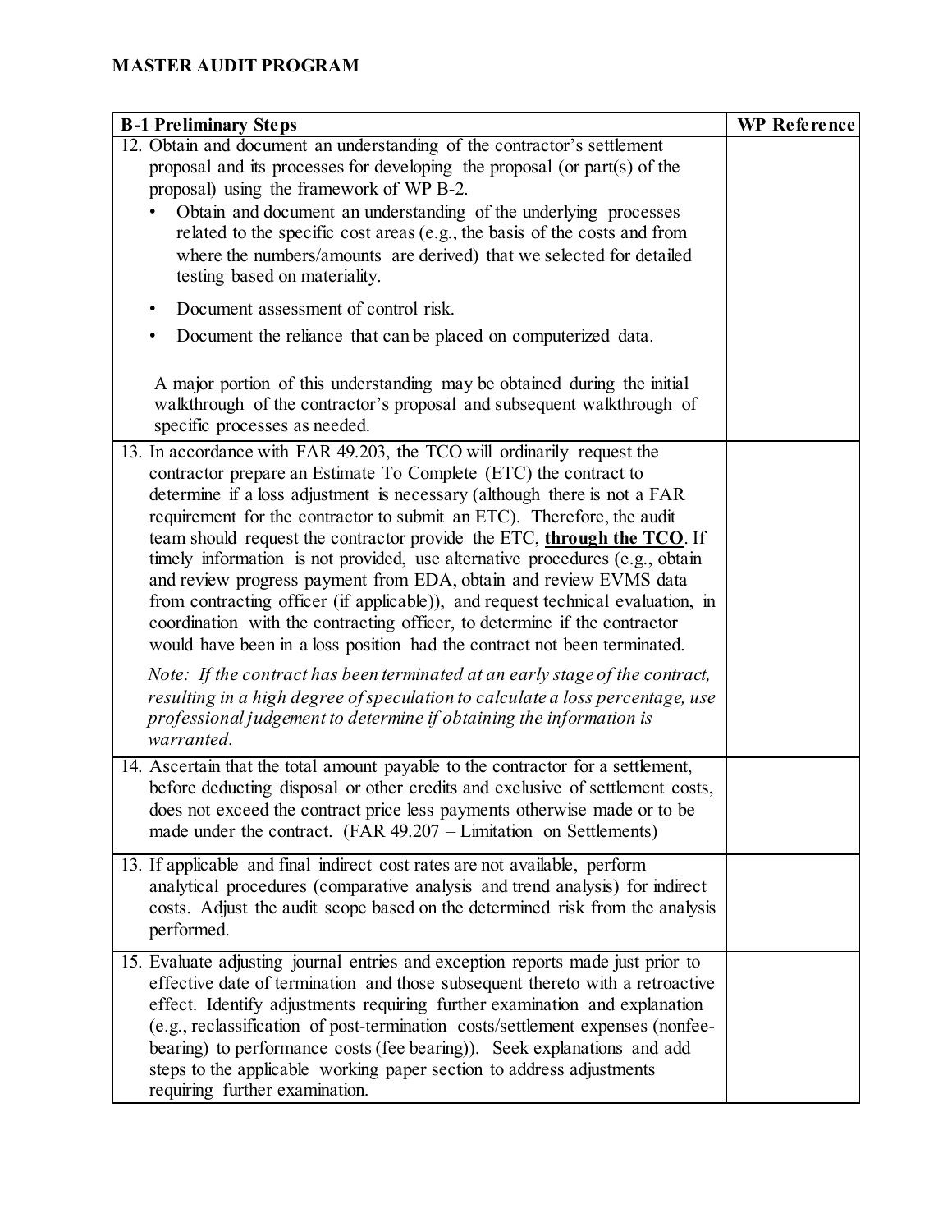**MASTER AUDIT PROGRAM**

| B-1 Preliminary Steps | WP Reference |
|---|---|
| 12. Obtain and document an understanding of the contractor's settlement proposal and its processes for developing the proposal (or part(s) of the proposal) using the framework of WP B-2.<br>• Obtain and document an understanding of the underlying processes related to the specific cost areas (e.g., the basis of the costs and from where the numbers/amounts are derived) that we selected for detailed testing based on materiality.<br>• Document assessment of control risk.<br>• Document the reliance that can be placed on computerized data.<br><br>A major portion of this understanding may be obtained during the initial walkthrough of the contractor's proposal and subsequent walkthrough of specific processes as needed. | |
| 13. In accordance with FAR 49.203, the TCO will ordinarily request the contractor prepare an Estimate To Complete (ETC) the contract to determine if a loss adjustment is necessary (although there is not a FAR requirement for the contractor to submit an ETC). Therefore, the audit team should request the contractor provide the ETC, **through the TCO**. If timely information is not provided, use alternative procedures (e.g., obtain and review progress payment from EDA, obtain and review EVMS data from contracting officer (if applicable)), and request technical evaluation, in coordination with the contracting officer, to determine if the contractor would have been in a loss position had the contract not been terminated.<br><br>*Note: If the contract has been terminated at an early stage of the contract, resulting in a high degree of speculation to calculate a loss percentage, use professional judgement to determine if obtaining the information is warranted.* | |
| 14. Ascertain that the total amount payable to the contractor for a settlement, before deducting disposal or other credits and exclusive of settlement costs, does not exceed the contract price less payments otherwise made or to be made under the contract. (FAR 49.207 – Limitation on Settlements) | |
| 13. If applicable and final indirect cost rates are not available, perform analytical procedures (comparative analysis and trend analysis) for indirect costs. Adjust the audit scope based on the determined risk from the analysis performed. | |
| 15. Evaluate adjusting journal entries and exception reports made just prior to effective date of termination and those subsequent thereto with a retroactive effect. Identify adjustments requiring further examination and explanation (e.g., reclassification of post-termination costs/settlement expenses (nonfee-bearing) to performance costs (fee bearing)). Seek explanations and add steps to the applicable working paper section to address adjustments requiring further examination. | |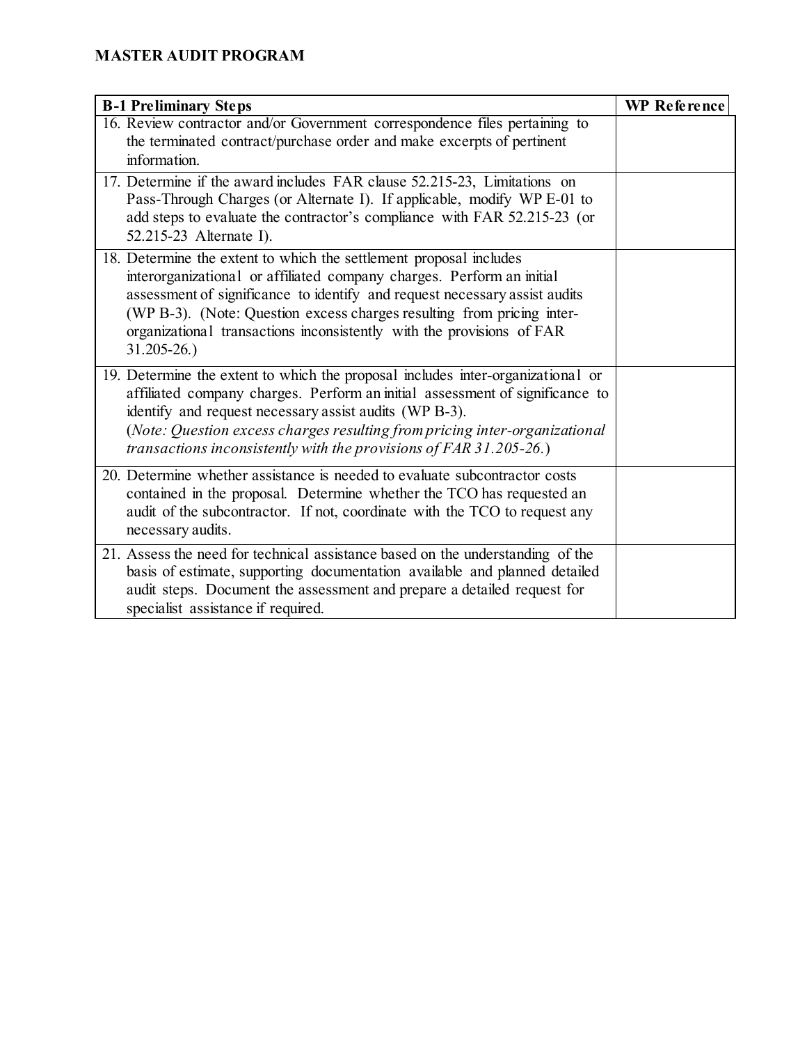**MASTER AUDIT PROGRAM**

| B-1 Preliminary Steps | WP Reference |
|---|---|
| 16. Review contractor and/or Government correspondence files pertaining to the terminated contract/purchase order and make excerpts of pertinent information. | |
| 17. Determine if the award includes FAR clause 52.215-23, Limitations on Pass-Through Charges (or Alternate I). If applicable, modify WP E-01 to add steps to evaluate the contractor's compliance with FAR 52.215-23 (or 52.215-23 Alternate I). | |
| 18. Determine the extent to which the settlement proposal includes interorganizational or affiliated company charges. Perform an initial assessment of significance to identify and request necessary assist audits (WP B-3). (Note: Question excess charges resulting from pricing inter-organizational transactions inconsistently with the provisions of FAR 31.205-26.) | |
| 19. Determine the extent to which the proposal includes inter-organizational or affiliated company charges. Perform an initial assessment of significance to identify and request necessary assist audits (WP B-3). (*Note: Question excess charges resulting from pricing inter-organizational transactions inconsistently with the provisions of FAR 31.205-26.*) | |
| 20. Determine whether assistance is needed to evaluate subcontractor costs contained in the proposal. Determine whether the TCO has requested an audit of the subcontractor. If not, coordinate with the TCO to request any necessary audits. | |
| 21. Assess the need for technical assistance based on the understanding of the basis of estimate, supporting documentation available and planned detailed audit steps. Document the assessment and prepare a detailed request for specialist assistance if required. | |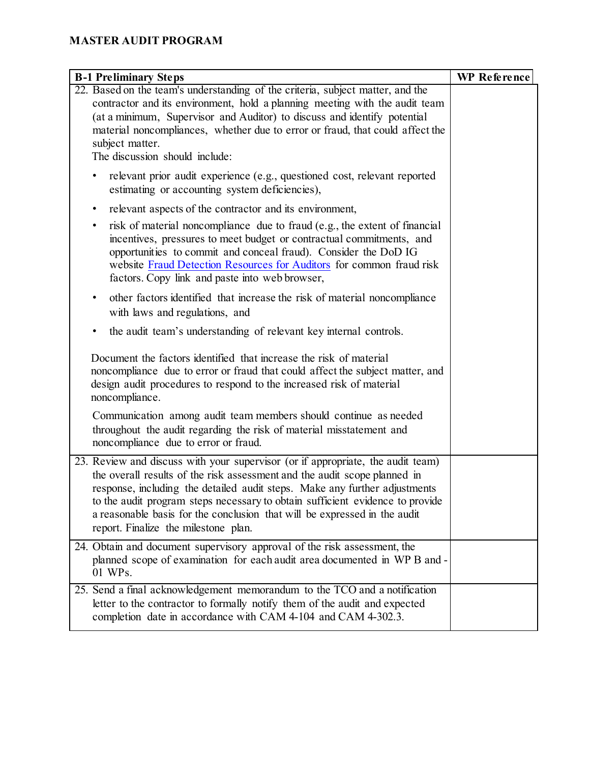## MASTER AUDIT PROGRAM

| B-1 Preliminary Steps | WP Reference |
|---|---|
| 22. Based on the team's understanding of the criteria, subject matter, and the contractor and its environment, hold a planning meeting with the audit team (at a minimum, Supervisor and Auditor) to discuss and identify potential material noncompliances, whether due to error or fraud, that could affect the subject matter.<br>The discussion should include:<br>• relevant prior audit experience (e.g., questioned cost, relevant reported estimating or accounting system deficiencies),<br>• relevant aspects of the contractor and its environment,<br>• risk of material noncompliance due to fraud (e.g., the extent of financial incentives, pressures to meet budget or contractual commitments, and opportunities to commit and conceal fraud). Consider the DoD IG website Fraud Detection Resources for Auditors for common fraud risk factors. Copy link and paste into web browser,<br>• other factors identified that increase the risk of material noncompliance with laws and regulations, and<br>• the audit team's understanding of relevant key internal controls.<br><br>Document the factors identified that increase the risk of material noncompliance due to error or fraud that could affect the subject matter, and design audit procedures to respond to the increased risk of material noncompliance.<br><br>Communication among audit team members should continue as needed throughout the audit regarding the risk of material misstatement and noncompliance due to error or fraud. | |
| 23. Review and discuss with your supervisor (or if appropriate, the audit team) the overall results of the risk assessment and the audit scope planned in response, including the detailed audit steps. Make any further adjustments to the audit program steps necessary to obtain sufficient evidence to provide a reasonable basis for the conclusion that will be expressed in the audit report. Finalize the milestone plan. | |
| 24. Obtain and document supervisory approval of the risk assessment, the planned scope of examination for each audit area documented in WP B and -01 WPs. | |
| 25. Send a final acknowledgement memorandum to the TCO and a notification letter to the contractor to formally notify them of the audit and expected completion date in accordance with CAM 4-104 and CAM 4-302.3. | |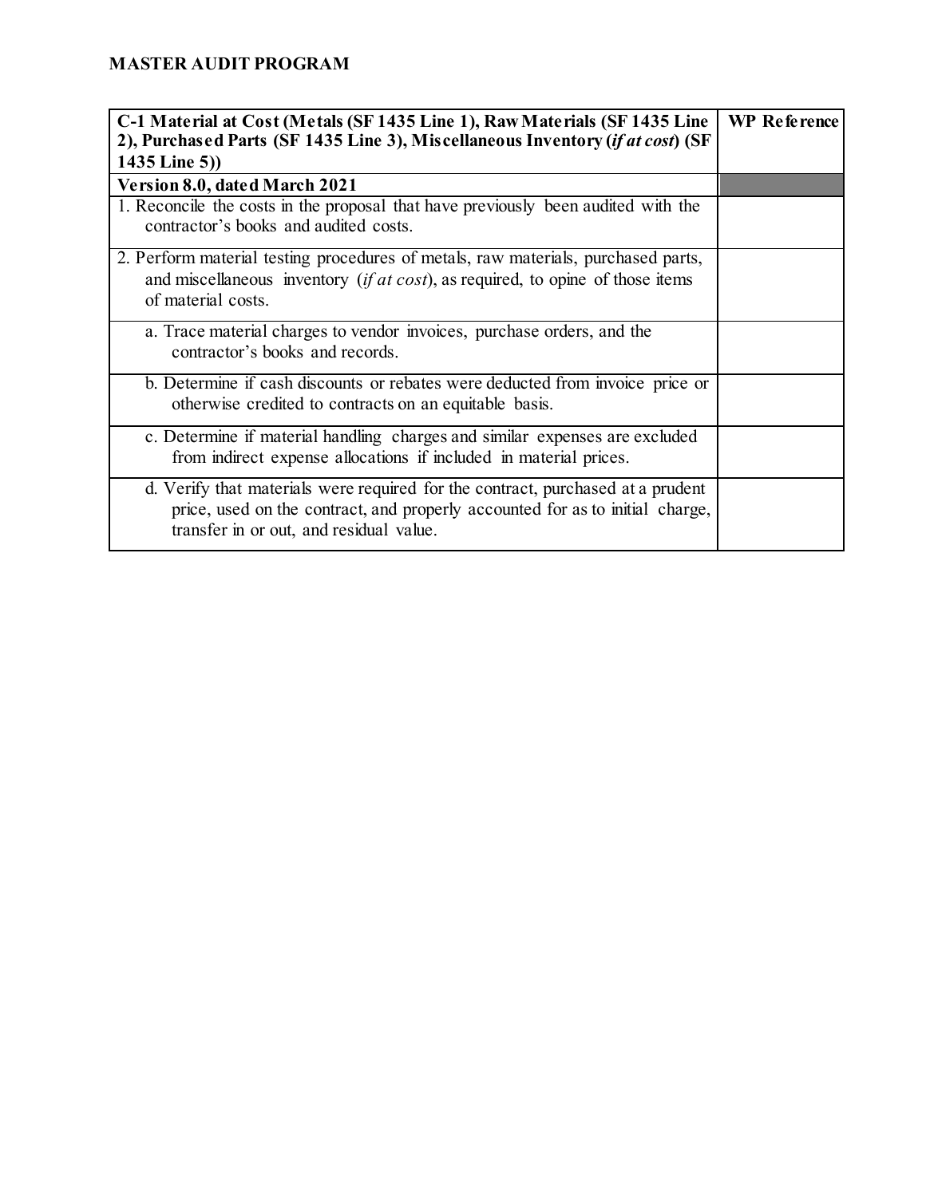**MASTER AUDIT PROGRAM**

| **C-1 Material at Cost (Metals (SF 1435 Line 1), Raw Materials (SF 1435 Line 2), Purchased Parts (SF 1435 Line 3), Miscellaneous Inventory (*if at cost*) (SF 1435 Line 5))** | **WP Reference** |
| --- | --- |
| **Version 8.0, dated March 2021** | |
| 1. Reconcile the costs in the proposal that have previously been audited with the contractor's books and audited costs. | |
| 2. Perform material testing procedures of metals, raw materials, purchased parts, and miscellaneous inventory (*if at cost*), as required, to opine of those items of material costs. | |
| a. Trace material charges to vendor invoices, purchase orders, and the contractor's books and records. | |
| b. Determine if cash discounts or rebates were deducted from invoice price or otherwise credited to contracts on an equitable basis. | |
| c. Determine if material handling charges and similar expenses are excluded from indirect expense allocations if included in material prices. | |
| d. Verify that materials were required for the contract, purchased at a prudent price, used on the contract, and properly accounted for as to initial charge, transfer in or out, and residual value. | |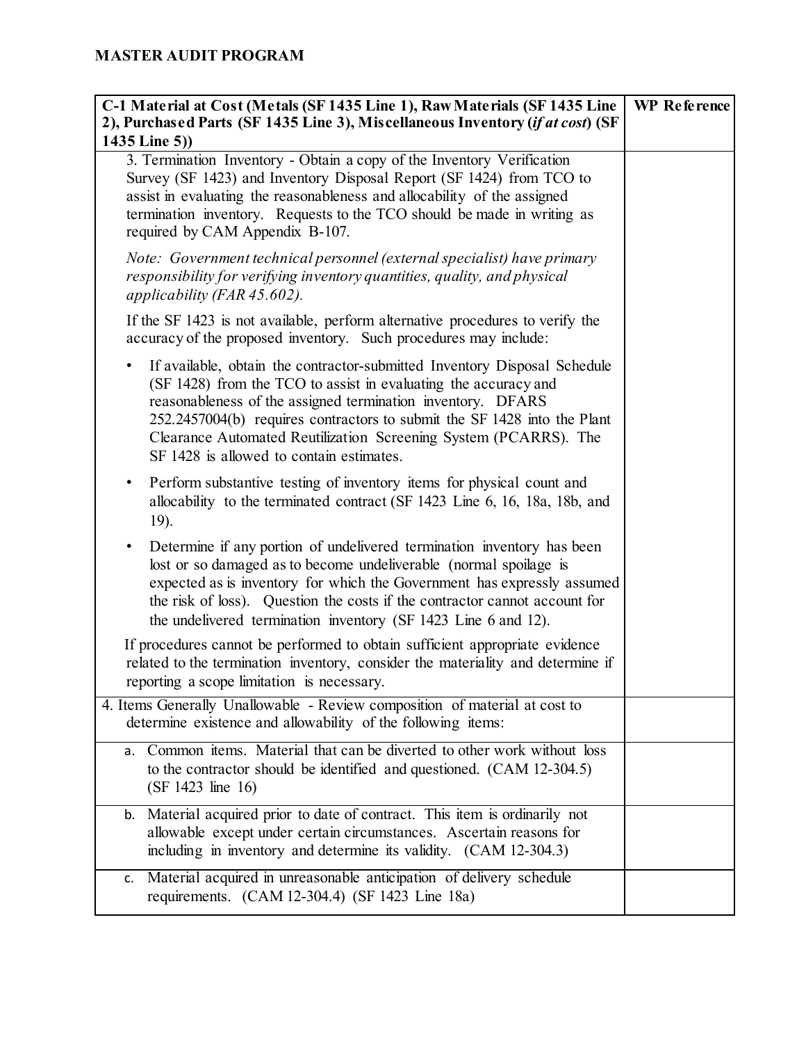**MASTER AUDIT PROGRAM**

| C-1 Material at Cost (Metals (SF 1435 Line 1), Raw Materials (SF 1435 Line 2), Purchased Parts (SF 1435 Line 3), Miscellaneous Inventory (*if at cost*) (SF 1435 Line 5)) | WP Reference |
|---|---|
| 3. Termination Inventory - Obtain a copy of the Inventory Verification Survey (SF 1423) and Inventory Disposal Report (SF 1424) from TCO to assist in evaluating the reasonableness and allocability of the assigned termination inventory. Requests to the TCO should be made in writing as required by CAM Appendix B-107.<br><br>*Note: Government technical personnel (external specialist) have primary responsibility for verifying inventory quantities, quality, and physical applicability (FAR 45.602).*<br><br>If the SF 1423 is not available, perform alternative procedures to verify the accuracy of the proposed inventory. Such procedures may include:<br><br>• If available, obtain the contractor-submitted Inventory Disposal Schedule (SF 1428) from the TCO to assist in evaluating the accuracy and reasonableness of the assigned termination inventory. DFARS 252.2457004(b) requires contractors to submit the SF 1428 into the Plant Clearance Automated Reutilization Screening System (PCARRS). The SF 1428 is allowed to contain estimates.<br><br>• Perform substantive testing of inventory items for physical count and allocability to the terminated contract (SF 1423 Line 6, 16, 18a, 18b, and 19).<br><br>• Determine if any portion of undelivered termination inventory has been lost or so damaged as to become undeliverable (normal spoilage is expected as is inventory for which the Government has expressly assumed the risk of loss). Question the costs if the contractor cannot account for the undelivered termination inventory (SF 1423 Line 6 and 12).<br><br>If procedures cannot be performed to obtain sufficient appropriate evidence related to the termination inventory, consider the materiality and determine if reporting a scope limitation is necessary. | |
| 4. Items Generally Unallowable - Review composition of material at cost to determine existence and allowability of the following items: | |
| a. Common items. Material that can be diverted to other work without loss to the contractor should be identified and questioned. (CAM 12-304.5) (SF 1423 line 16) | |
| b. Material acquired prior to date of contract. This item is ordinarily not allowable except under certain circumstances. Ascertain reasons for including in inventory and determine its validity. (CAM 12-304.3) | |
| c. Material acquired in unreasonable anticipation of delivery schedule requirements. (CAM 12-304.4) (SF 1423 Line 18a) | |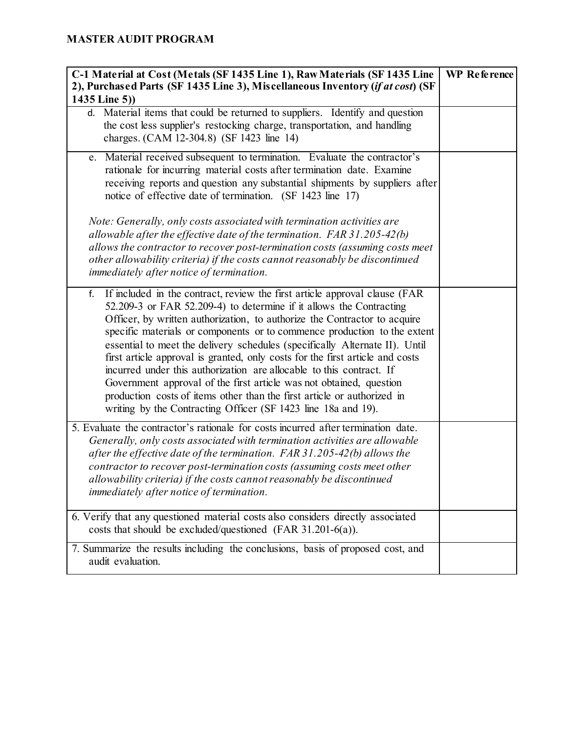## MASTER AUDIT PROGRAM

| C-1 Material at Cost (Metals (SF 1435 Line 1), Raw Materials (SF 1435 Line 2), Purchased Parts (SF 1435 Line 3), Miscellaneous Inventory (*if at cost*) (SF 1435 Line 5)) | WP Reference |
|---|---|
| d. Material items that could be returned to suppliers. Identify and question the cost less supplier's restocking charge, transportation, and handling charges. (CAM 12-304.8) (SF 1423 line 14) | |
| e. Material received subsequent to termination. Evaluate the contractor's rationale for incurring material costs after termination date. Examine receiving reports and question any substantial shipments by suppliers after notice of effective date of termination. (SF 1423 line 17)<br><br>*Note: Generally, only costs associated with termination activities are allowable after the effective date of the termination. FAR 31.205-42(b) allows the contractor to recover post-termination costs (assuming costs meet other allowability criteria) if the costs cannot reasonably be discontinued immediately after notice of termination.* | |
| f. If included in the contract, review the first article approval clause (FAR 52.209-3 or FAR 52.209-4) to determine if it allows the Contracting Officer, by written authorization, to authorize the Contractor to acquire specific materials or components or to commence production to the extent essential to meet the delivery schedules (specifically Alternate II). Until first article approval is granted, only costs for the first article and costs incurred under this authorization are allocable to this contract. If Government approval of the first article was not obtained, question production costs of items other than the first article or authorized in writing by the Contracting Officer (SF 1423 line 18a and 19). | |
| 5. Evaluate the contractor's rationale for costs incurred after termination date. *Generally, only costs associated with termination activities are allowable after the effective date of the termination. FAR 31.205-42(b) allows the contractor to recover post-termination costs (assuming costs meet other allowability criteria) if the costs cannot reasonably be discontinued immediately after notice of termination.* | |
| 6. Verify that any questioned material costs also considers directly associated costs that should be excluded/questioned (FAR 31.201-6(a)). | |
| 7. Summarize the results including the conclusions, basis of proposed cost, and audit evaluation. | |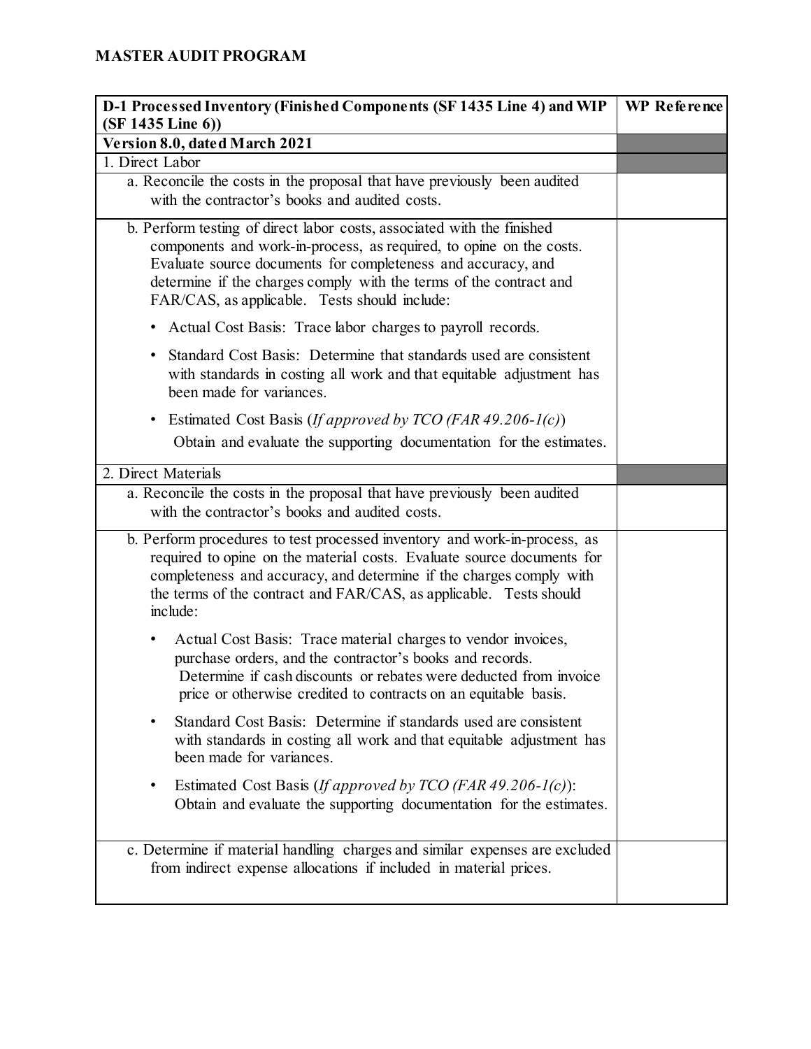## MASTER AUDIT PROGRAM

| D-1 Processed Inventory (Finished Components (SF 1435 Line 4) and WIP (SF 1435 Line 6)) | WP Reference |
|---|---|
| **Version 8.0, dated March 2021** | |
| 1. Direct Labor | |
| a. Reconcile the costs in the proposal that have previously been audited with the contractor's books and audited costs. | |
| b. Perform testing of direct labor costs, associated with the finished components and work-in-process, as required, to opine on the costs. Evaluate source documents for completeness and accuracy, and determine if the charges comply with the terms of the contract and FAR/CAS, as applicable. Tests should include:<br>• Actual Cost Basis: Trace labor charges to payroll records.<br>• Standard Cost Basis: Determine that standards used are consistent with standards in costing all work and that equitable adjustment has been made for variances.<br>• Estimated Cost Basis (*If approved by TCO (FAR 49.206-1(c)*) Obtain and evaluate the supporting documentation for the estimates. | |
| 2. Direct Materials | |
| a. Reconcile the costs in the proposal that have previously been audited with the contractor's books and audited costs. | |
| b. Perform procedures to test processed inventory and work-in-process, as required to opine on the material costs. Evaluate source documents for completeness and accuracy, and determine if the charges comply with the terms of the contract and FAR/CAS, as applicable. Tests should include:<br>• Actual Cost Basis: Trace material charges to vendor invoices, purchase orders, and the contractor's books and records. Determine if cash discounts or rebates were deducted from invoice price or otherwise credited to contracts on an equitable basis.<br>• Standard Cost Basis: Determine if standards used are consistent with standards in costing all work and that equitable adjustment has been made for variances.<br>• Estimated Cost Basis (*If approved by TCO (FAR 49.206-1(c)*): Obtain and evaluate the supporting documentation for the estimates. | |
| c. Determine if material handling charges and similar expenses are excluded from indirect expense allocations if included in material prices. | |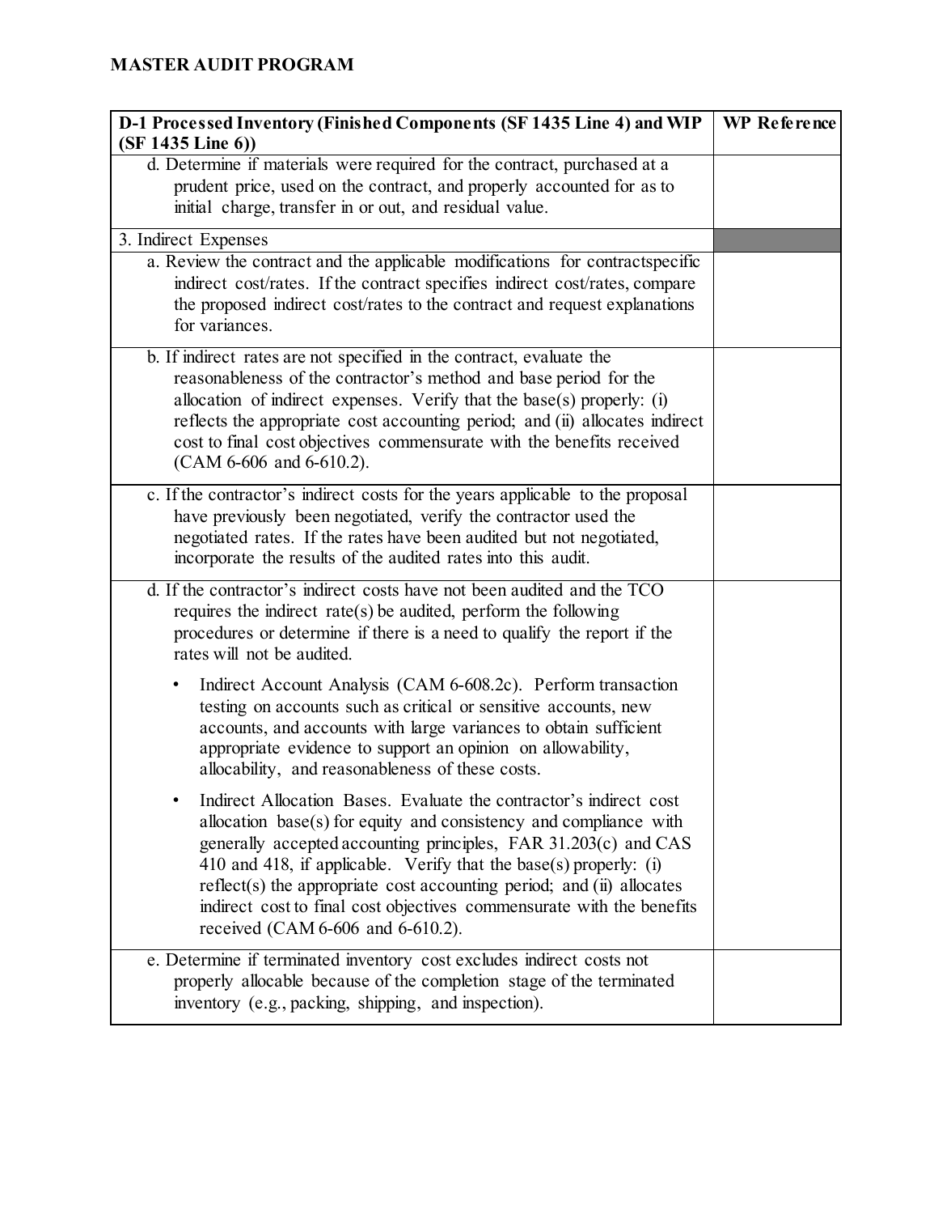## MASTER AUDIT PROGRAM

| D-1 Processed Inventory (Finished Components (SF 1435 Line 4) and WIP (SF 1435 Line 6)) | WP Reference |
|---|---|
| d. Determine if materials were required for the contract, purchased at a prudent price, used on the contract, and properly accounted for as to initial charge, transfer in or out, and residual value. | |
| 3. Indirect Expenses | |
| a. Review the contract and the applicable modifications for contractspecific indirect cost/rates. If the contract specifies indirect cost/rates, compare the proposed indirect cost/rates to the contract and request explanations for variances. | |
| b. If indirect rates are not specified in the contract, evaluate the reasonableness of the contractor's method and base period for the allocation of indirect expenses. Verify that the base(s) properly: (i) reflects the appropriate cost accounting period; and (ii) allocates indirect cost to final cost objectives commensurate with the benefits received (CAM 6-606 and 6-610.2). | |
| c. If the contractor's indirect costs for the years applicable to the proposal have previously been negotiated, verify the contractor used the negotiated rates. If the rates have been audited but not negotiated, incorporate the results of the audited rates into this audit. | |
| d. If the contractor's indirect costs have not been audited and the TCO requires the indirect rate(s) be audited, perform the following procedures or determine if there is a need to qualify the report if the rates will not be audited.<br><br>• Indirect Account Analysis (CAM 6-608.2c). Perform transaction testing on accounts such as critical or sensitive accounts, new accounts, and accounts with large variances to obtain sufficient appropriate evidence to support an opinion on allowability, allocability, and reasonableness of these costs.<br><br>• Indirect Allocation Bases. Evaluate the contractor's indirect cost allocation base(s) for equity and consistency and compliance with generally accepted accounting principles, FAR 31.203(c) and CAS 410 and 418, if applicable. Verify that the base(s) properly: (i) reflect(s) the appropriate cost accounting period; and (ii) allocates indirect cost to final cost objectives commensurate with the benefits received (CAM 6-606 and 6-610.2). | |
| e. Determine if terminated inventory cost excludes indirect costs not properly allocable because of the completion stage of the terminated inventory (e.g., packing, shipping, and inspection). | |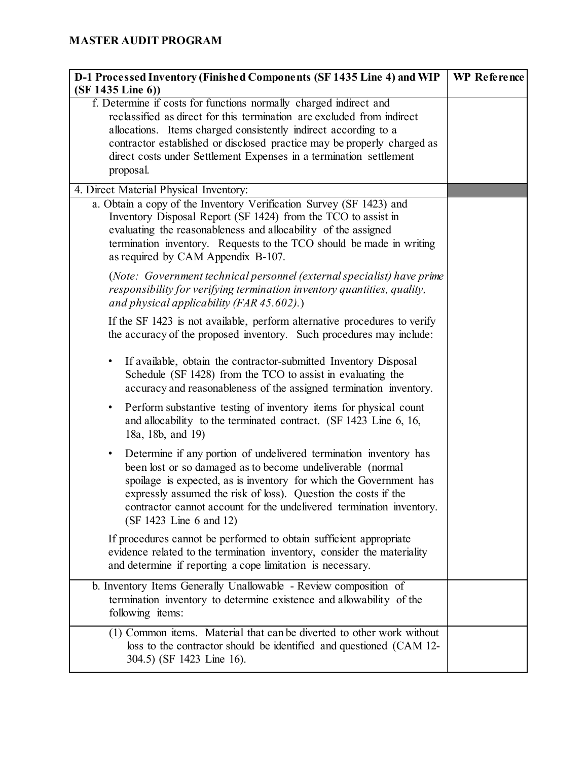**MASTER AUDIT PROGRAM**

| D-1 Processed Inventory (Finished Components (SF 1435 Line 4) and WIP (SF 1435 Line 6)) | WP Reference |
|---|---|
| f. Determine if costs for functions normally charged indirect and reclassified as direct for this termination are excluded from indirect allocations. Items charged consistently indirect according to a contractor established or disclosed practice may be properly charged as direct costs under Settlement Expenses in a termination settlement proposal. | |
| 4. Direct Material Physical Inventory: | |
| a. Obtain a copy of the Inventory Verification Survey (SF 1423) and Inventory Disposal Report (SF 1424) from the TCO to assist in evaluating the reasonableness and allocability of the assigned termination inventory. Requests to the TCO should be made in writing as required by CAM Appendix B-107.<br><br>(*Note: Government technical personnel (external specialist) have prime responsibility for verifying termination inventory quantities, quality, and physical applicability (FAR 45.602).*)<br><br>If the SF 1423 is not available, perform alternative procedures to verify the accuracy of the proposed inventory. Such procedures may include:<br><br>• If available, obtain the contractor-submitted Inventory Disposal Schedule (SF 1428) from the TCO to assist in evaluating the accuracy and reasonableness of the assigned termination inventory.<br><br>• Perform substantive testing of inventory items for physical count and allocability to the terminated contract. (SF 1423 Line 6, 16, 18a, 18b, and 19)<br><br>• Determine if any portion of undelivered termination inventory has been lost or so damaged as to become undeliverable (normal spoilage is expected, as is inventory for which the Government has expressly assumed the risk of loss). Question the costs if the contractor cannot account for the undelivered termination inventory. (SF 1423 Line 6 and 12)<br><br>If procedures cannot be performed to obtain sufficient appropriate evidence related to the termination inventory, consider the materiality and determine if reporting a cope limitation is necessary. | |
| b. Inventory Items Generally Unallowable - Review composition of termination inventory to determine existence and allowability of the following items: | |
| (1) Common items. Material that can be diverted to other work without loss to the contractor should be identified and questioned (CAM 12-304.5) (SF 1423 Line 16). | |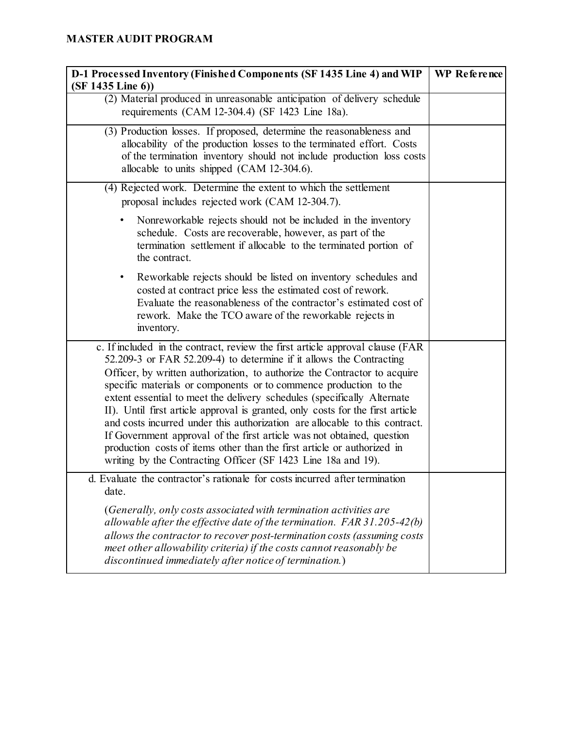**MASTER AUDIT PROGRAM**

| D-1 Processed Inventory (Finished Components (SF 1435 Line 4) and WIP (SF 1435 Line 6)) | WP Reference |
|---|---|
| (2) Material produced in unreasonable anticipation of delivery schedule requirements (CAM 12-304.4) (SF 1423 Line 18a). | |
| (3) Production losses. If proposed, determine the reasonableness and allocability of the production losses to the terminated effort. Costs of the termination inventory should not include production loss costs allocable to units shipped (CAM 12-304.6). | |
| (4) Rejected work. Determine the extent to which the settlement proposal includes rejected work (CAM 12-304.7).<br><br>• Nonreworkable rejects should not be included in the inventory schedule. Costs are recoverable, however, as part of the termination settlement if allocable to the terminated portion of the contract.<br><br>• Reworkable rejects should be listed on inventory schedules and costed at contract price less the estimated cost of rework. Evaluate the reasonableness of the contractor's estimated cost of rework. Make the TCO aware of the reworkable rejects in inventory. | |
| c. If included in the contract, review the first article approval clause (FAR 52.209-3 or FAR 52.209-4) to determine if it allows the Contracting Officer, by written authorization, to authorize the Contractor to acquire specific materials or components or to commence production to the extent essential to meet the delivery schedules (specifically Alternate II). Until first article approval is granted, only costs for the first article and costs incurred under this authorization are allocable to this contract. If Government approval of the first article was not obtained, question production costs of items other than the first article or authorized in writing by the Contracting Officer (SF 1423 Line 18a and 19). | |
| d. Evaluate the contractor's rationale for costs incurred after termination date.<br><br>(*Generally, only costs associated with termination activities are allowable after the effective date of the termination. FAR 31.205-42(b) allows the contractor to recover post-termination costs (assuming costs meet other allowability criteria) if the costs cannot reasonably be discontinued immediately after notice of termination.*) | |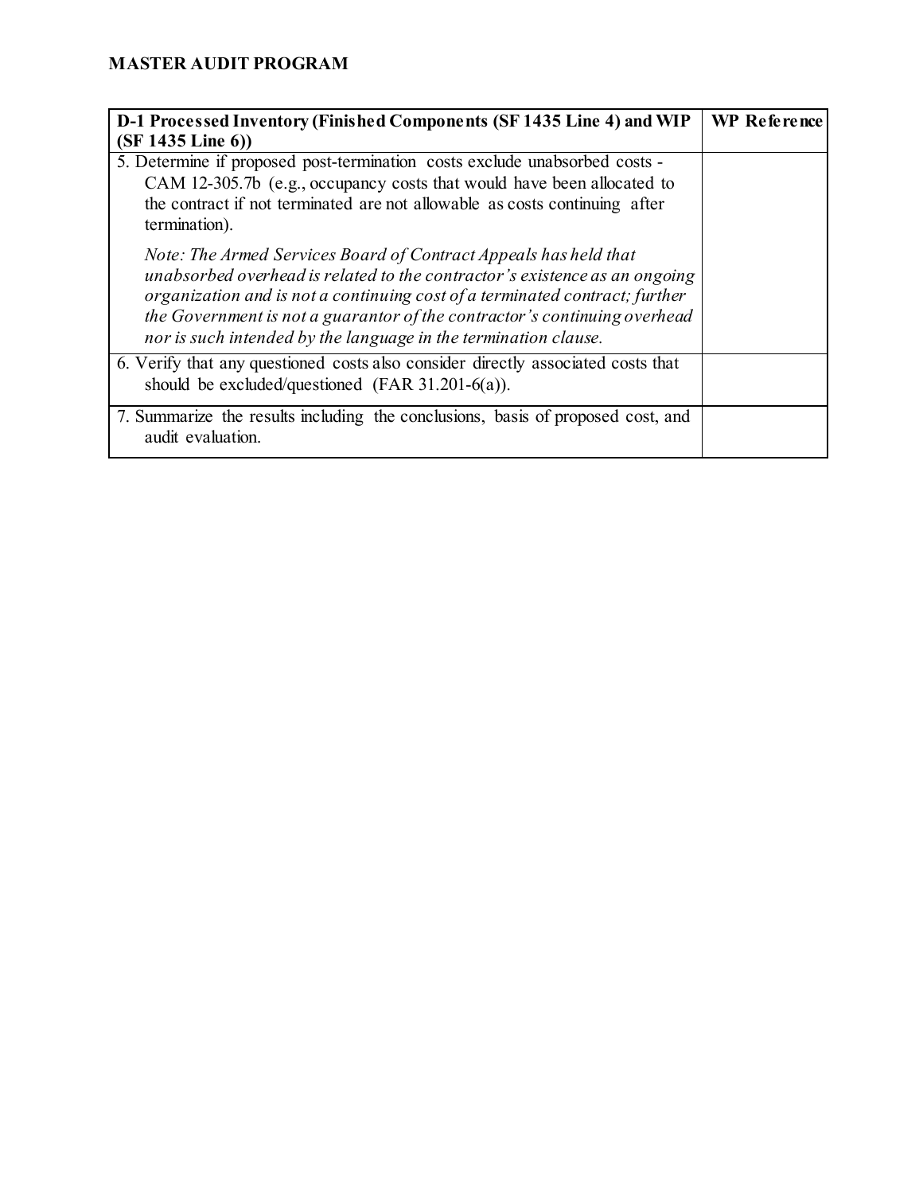**MASTER AUDIT PROGRAM**

| D-1 Processed Inventory (Finished Components (SF 1435 Line 4) and WIP (SF 1435 Line 6)) | WP Reference |
|---|---|
| 5. Determine if proposed post-termination costs exclude unabsorbed costs - CAM 12-305.7b (e.g., occupancy costs that would have been allocated to the contract if not terminated are not allowable as costs continuing after termination).<br><br>*Note: The Armed Services Board of Contract Appeals has held that unabsorbed overhead is related to the contractor's existence as an ongoing organization and is not a continuing cost of a terminated contract; further the Government is not a guarantor of the contractor's continuing overhead nor is such intended by the language in the termination clause.* | |
| 6. Verify that any questioned costs also consider directly associated costs that should be excluded/questioned (FAR 31.201-6(a)). | |
| 7. Summarize the results including the conclusions, basis of proposed cost, and audit evaluation. | |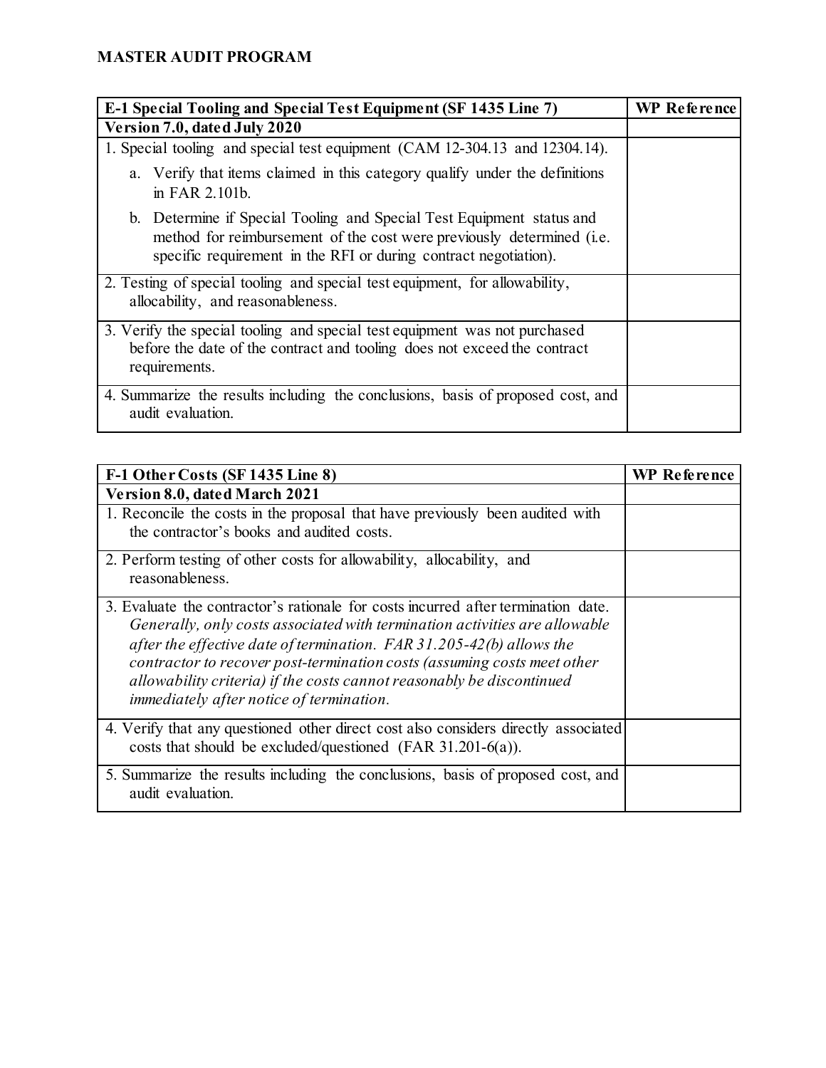**MASTER AUDIT PROGRAM**

| E-1 Special Tooling and Special Test Equipment (SF 1435 Line 7) | WP Reference |
|---|---|
| **Version 7.0, dated July 2020** | |
| 1. Special tooling and special test equipment (CAM 12-304.13 and 12304.14).<br>a. Verify that items claimed in this category qualify under the definitions in FAR 2.101b.<br>b. Determine if Special Tooling and Special Test Equipment status and method for reimbursement of the cost were previously determined (i.e. specific requirement in the RFI or during contract negotiation). | |
| 2. Testing of special tooling and special test equipment, for allowability, allocability, and reasonableness. | |
| 3. Verify the special tooling and special test equipment was not purchased before the date of the contract and tooling does not exceed the contract requirements. | |
| 4. Summarize the results including the conclusions, basis of proposed cost, and audit evaluation. | |

| F-1 Other Costs (SF 1435 Line 8) | WP Reference |
|---|---|
| **Version 8.0, dated March 2021** | |
| 1. Reconcile the costs in the proposal that have previously been audited with the contractor's books and audited costs. | |
| 2. Perform testing of other costs for allowability, allocability, and reasonableness. | |
| 3. Evaluate the contractor's rationale for costs incurred after termination date. *Generally, only costs associated with termination activities are allowable after the effective date of termination. FAR 31.205-42(b) allows the contractor to recover post-termination costs (assuming costs meet other allowability criteria) if the costs cannot reasonably be discontinued immediately after notice of termination.* | |
| 4. Verify that any questioned other direct cost also considers directly associated costs that should be excluded/questioned (FAR 31.201-6(a)). | |
| 5. Summarize the results including the conclusions, basis of proposed cost, and audit evaluation. | |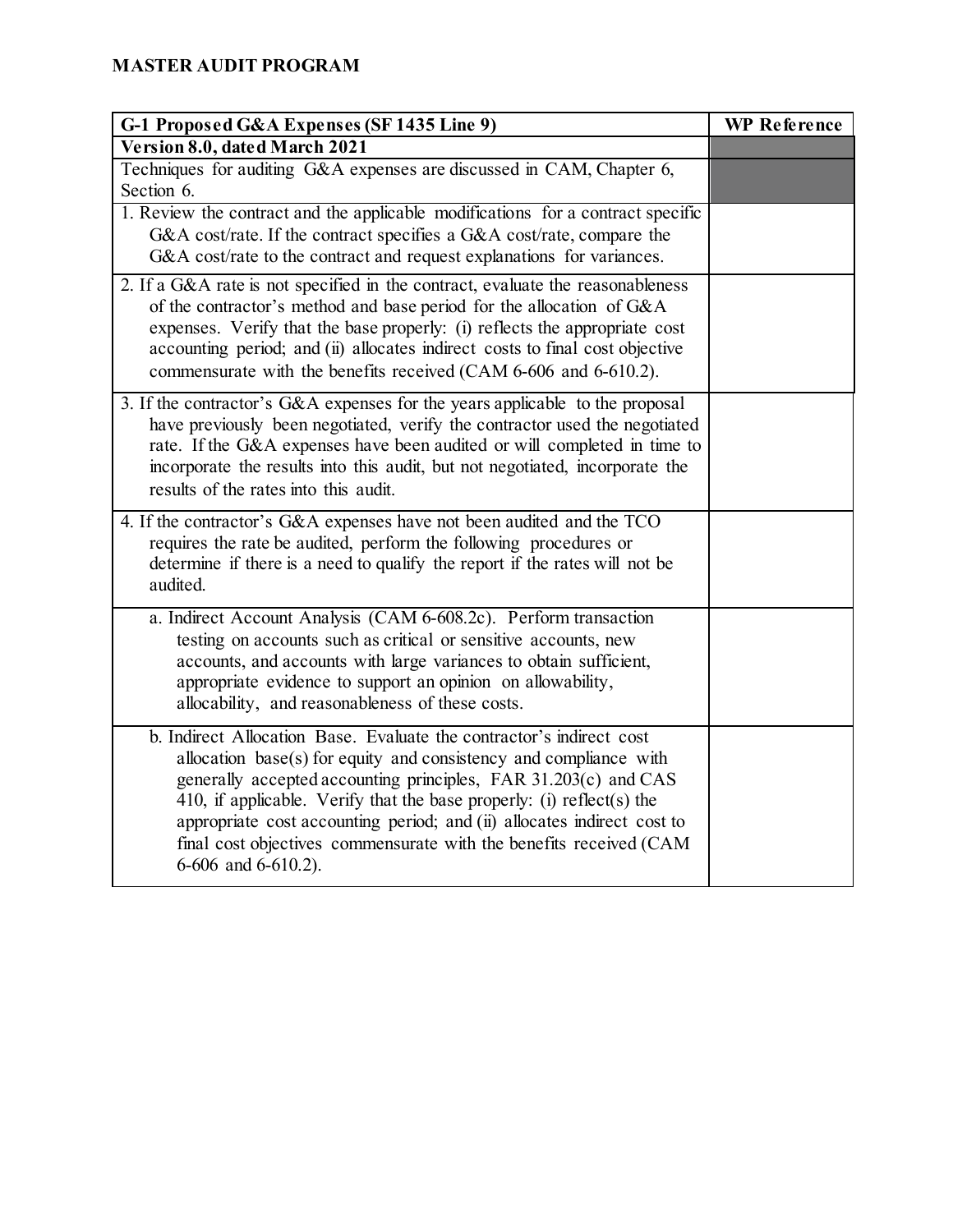**MASTER AUDIT PROGRAM**

| G-1 Proposed G&A Expenses (SF 1435 Line 9) | WP Reference |
|---|---|
| **Version 8.0, dated March 2021** | |
| Techniques for auditing G&A expenses are discussed in CAM, Chapter 6, Section 6. | |
| 1. Review the contract and the applicable modifications for a contract specific G&A cost/rate. If the contract specifies a G&A cost/rate, compare the G&A cost/rate to the contract and request explanations for variances. | |
| 2. If a G&A rate is not specified in the contract, evaluate the reasonableness of the contractor's method and base period for the allocation of G&A expenses. Verify that the base properly: (i) reflects the appropriate cost accounting period; and (ii) allocates indirect costs to final cost objective commensurate with the benefits received (CAM 6-606 and 6-610.2). | |
| 3. If the contractor's G&A expenses for the years applicable to the proposal have previously been negotiated, verify the contractor used the negotiated rate. If the G&A expenses have been audited or will completed in time to incorporate the results into this audit, but not negotiated, incorporate the results of the rates into this audit. | |
| 4. If the contractor's G&A expenses have not been audited and the TCO requires the rate be audited, perform the following procedures or determine if there is a need to qualify the report if the rates will not be audited. | |
| a. Indirect Account Analysis (CAM 6-608.2c). Perform transaction testing on accounts such as critical or sensitive accounts, new accounts, and accounts with large variances to obtain sufficient, appropriate evidence to support an opinion on allowability, allocability, and reasonableness of these costs. | |
| b. Indirect Allocation Base. Evaluate the contractor's indirect cost allocation base(s) for equity and consistency and compliance with generally accepted accounting principles, FAR 31.203(c) and CAS 410, if applicable. Verify that the base properly: (i) reflect(s) the appropriate cost accounting period; and (ii) allocates indirect cost to final cost objectives commensurate with the benefits received (CAM 6-606 and 6-610.2). | |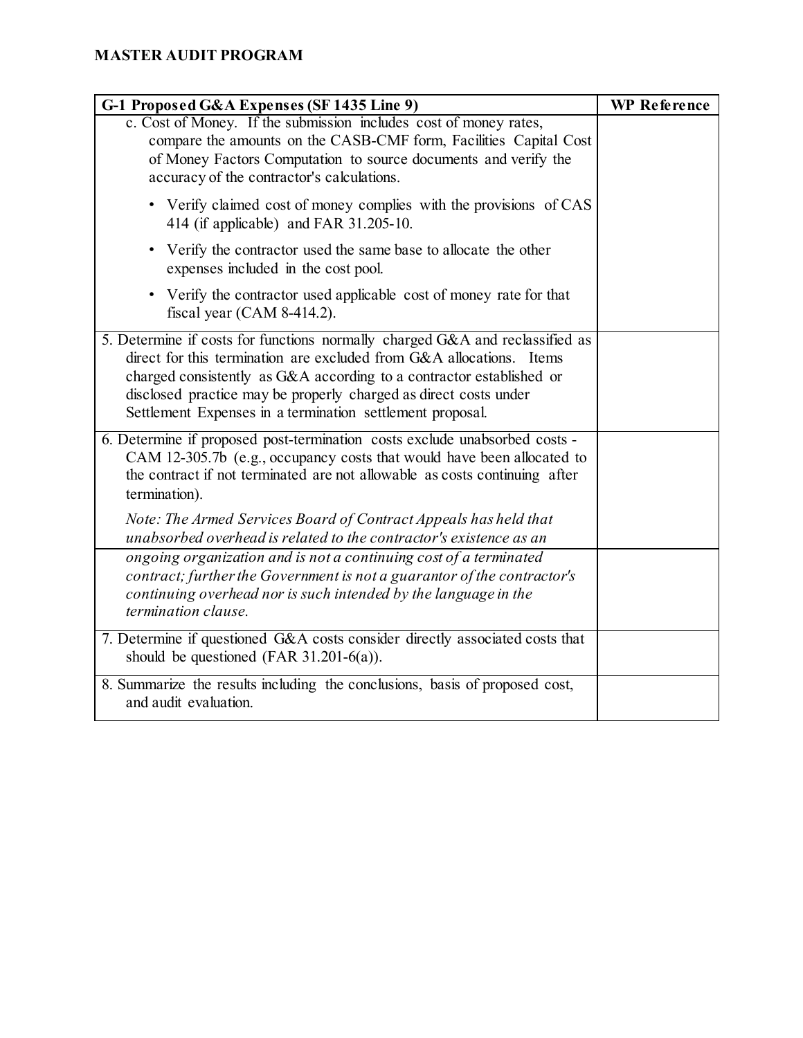**MASTER AUDIT PROGRAM**

| G-1 Proposed G&A Expenses (SF 1435 Line 9) | WP Reference |
|---|---|
| c. Cost of Money. If the submission includes cost of money rates, compare the amounts on the CASB-CMF form, Facilities Capital Cost of Money Factors Computation to source documents and verify the accuracy of the contractor's calculations.<br>• Verify claimed cost of money complies with the provisions of CAS 414 (if applicable) and FAR 31.205-10.<br>• Verify the contractor used the same base to allocate the other expenses included in the cost pool.<br>• Verify the contractor used applicable cost of money rate for that fiscal year (CAM 8-414.2). | |
| 5. Determine if costs for functions normally charged G&A and reclassified as direct for this termination are excluded from G&A allocations. Items charged consistently as G&A according to a contractor established or disclosed practice may be properly charged as direct costs under Settlement Expenses in a termination settlement proposal. | |
| 6. Determine if proposed post-termination costs exclude unabsorbed costs - CAM 12-305.7b (e.g., occupancy costs that would have been allocated to the contract if not terminated are not allowable as costs continuing after termination).<br>*Note: The Armed Services Board of Contract Appeals has held that unabsorbed overhead is related to the contractor's existence as an ongoing organization and is not a continuing cost of a terminated contract; further the Government is not a guarantor of the contractor's continuing overhead nor is such intended by the language in the termination clause.* | |
| 7. Determine if questioned G&A costs consider directly associated costs that should be questioned (FAR 31.201-6(a)). | |
| 8. Summarize the results including the conclusions, basis of proposed cost, and audit evaluation. | |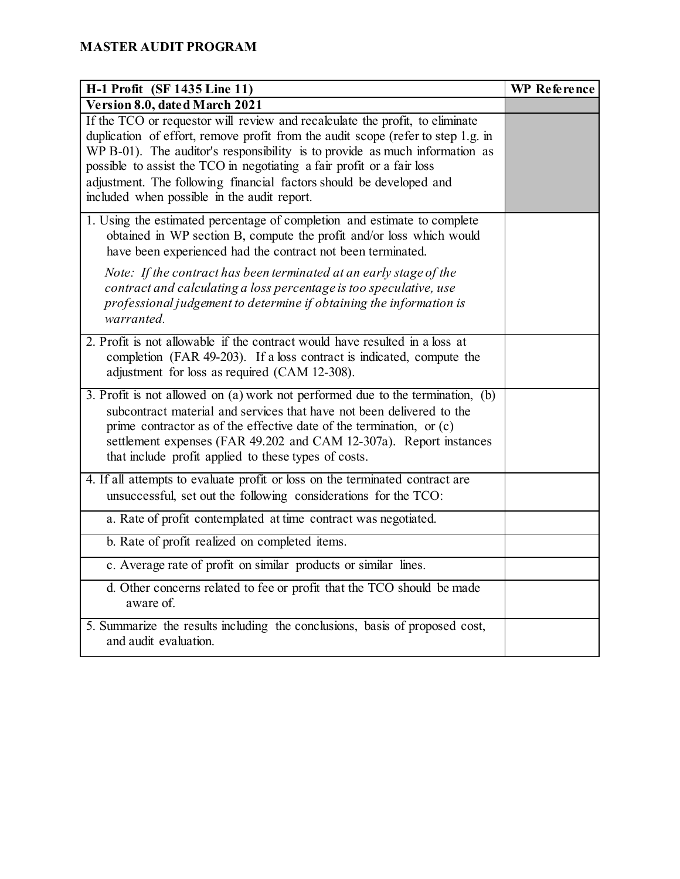## MASTER AUDIT PROGRAM

| H-1 Profit (SF 1435 Line 11) | WP Reference |
|---|---|
| **Version 8.0, dated March 2021** | |
| If the TCO or requestor will review and recalculate the profit, to eliminate duplication of effort, remove profit from the audit scope (refer to step 1.g. in WP B-01). The auditor's responsibility is to provide as much information as possible to assist the TCO in negotiating a fair profit or a fair loss adjustment. The following financial factors should be developed and included when possible in the audit report. | |
| 1. Using the estimated percentage of completion and estimate to complete obtained in WP section B, compute the profit and/or loss which would have been experienced had the contract not been terminated.<br><br>*Note: If the contract has been terminated at an early stage of the contract and calculating a loss percentage is too speculative, use professional judgement to determine if obtaining the information is warranted.* | |
| 2. Profit is not allowable if the contract would have resulted in a loss at completion (FAR 49-203). If a loss contract is indicated, compute the adjustment for loss as required (CAM 12-308). | |
| 3. Profit is not allowed on (a) work not performed due to the termination, (b) subcontract material and services that have not been delivered to the prime contractor as of the effective date of the termination, or (c) settlement expenses (FAR 49.202 and CAM 12-307a). Report instances that include profit applied to these types of costs. | |
| 4. If all attempts to evaluate profit or loss on the terminated contract are unsuccessful, set out the following considerations for the TCO: | |
| a. Rate of profit contemplated at time contract was negotiated. | |
| b. Rate of profit realized on completed items. | |
| c. Average rate of profit on similar products or similar lines. | |
| d. Other concerns related to fee or profit that the TCO should be made aware of. | |
| 5. Summarize the results including the conclusions, basis of proposed cost, and audit evaluation. | |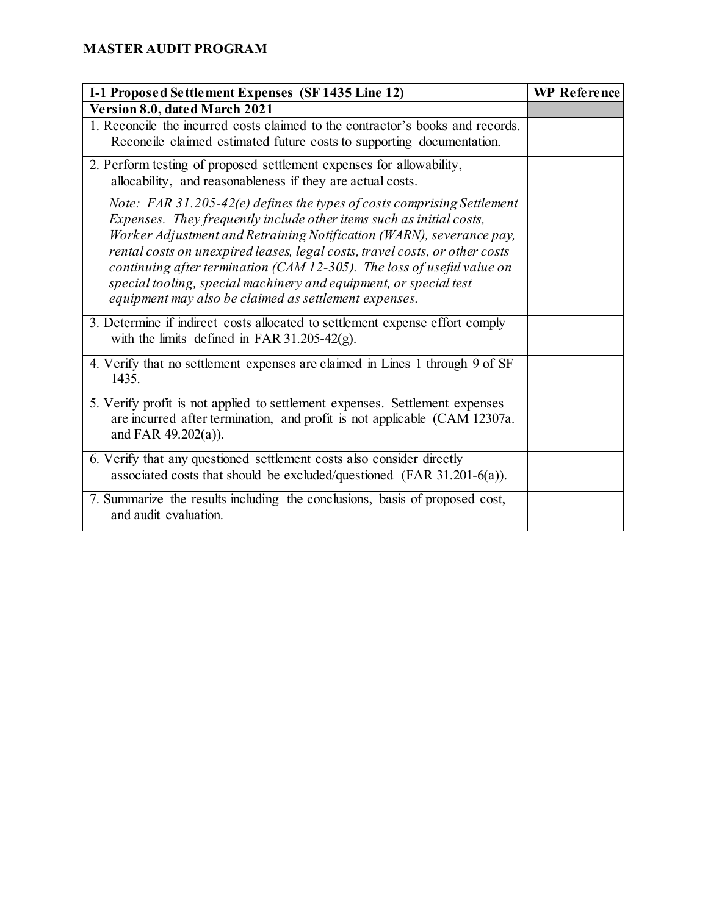**MASTER AUDIT PROGRAM**

| I-1 Proposed Settlement Expenses (SF 1435 Line 12) | WP Reference |
|---|---|
| **Version 8.0, dated March 2021** | |
| 1. Reconcile the incurred costs claimed to the contractor's books and records. Reconcile claimed estimated future costs to supporting documentation. | |
| 2. Perform testing of proposed settlement expenses for allowability, allocability, and reasonableness if they are actual costs.<br><br>*Note: FAR 31.205-42(e) defines the types of costs comprising Settlement Expenses. They frequently include other items such as initial costs, Worker Adjustment and Retraining Notification (WARN), severance pay, rental costs on unexpired leases, legal costs, travel costs, or other costs continuing after termination (CAM 12-305). The loss of useful value on special tooling, special machinery and equipment, or special test equipment may also be claimed as settlement expenses.* | |
| 3. Determine if indirect costs allocated to settlement expense effort comply with the limits defined in FAR 31.205-42(g). | |
| 4. Verify that no settlement expenses are claimed in Lines 1 through 9 of SF 1435. | |
| 5. Verify profit is not applied to settlement expenses. Settlement expenses are incurred after termination, and profit is not applicable (CAM 12307a. and FAR 49.202(a)). | |
| 6. Verify that any questioned settlement costs also consider directly associated costs that should be excluded/questioned (FAR 31.201-6(a)). | |
| 7. Summarize the results including the conclusions, basis of proposed cost, and audit evaluation. | |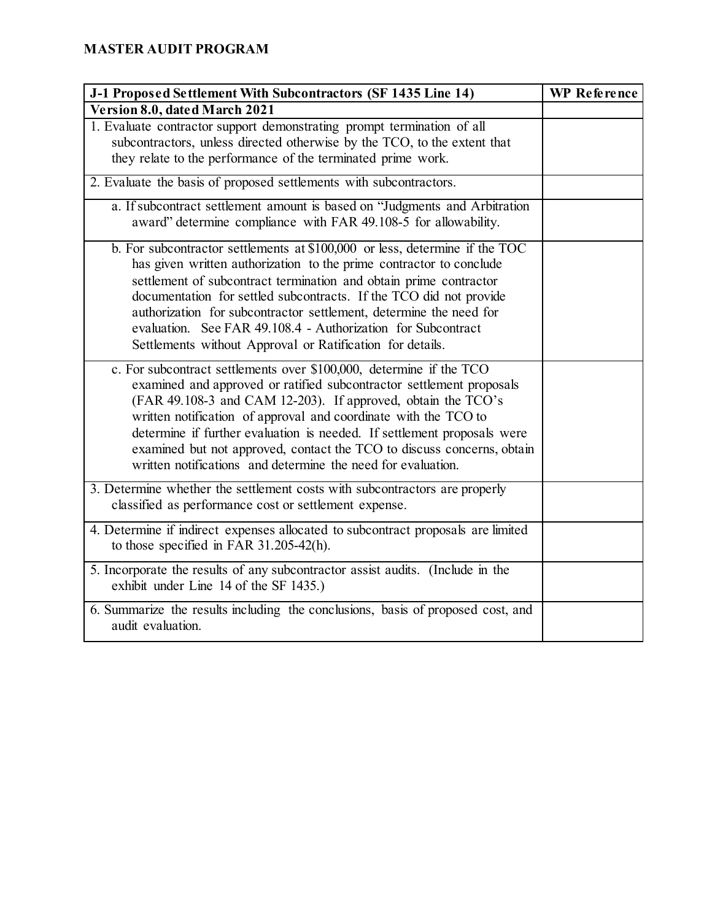**MASTER AUDIT PROGRAM**

| J-1 Proposed Settlement With Subcontractors (SF 1435 Line 14) | WP Reference |
| --- | --- |
| **Version 8.0, dated March 2021** | |
| 1. Evaluate contractor support demonstrating prompt termination of all subcontractors, unless directed otherwise by the TCO, to the extent that they relate to the performance of the terminated prime work. | |
| 2. Evaluate the basis of proposed settlements with subcontractors. | |
| a. If subcontract settlement amount is based on "Judgments and Arbitration award" determine compliance with FAR 49.108-5 for allowability. | |
| b. For subcontractor settlements at $100,000 or less, determine if the TOC has given written authorization to the prime contractor to conclude settlement of subcontract termination and obtain prime contractor documentation for settled subcontracts. If the TCO did not provide authorization for subcontractor settlement, determine the need for evaluation. See FAR 49.108.4 - Authorization for Subcontract Settlements without Approval or Ratification for details. | |
| c. For subcontract settlements over $100,000, determine if the TCO examined and approved or ratified subcontractor settlement proposals (FAR 49.108-3 and CAM 12-203). If approved, obtain the TCO's written notification of approval and coordinate with the TCO to determine if further evaluation is needed. If settlement proposals were examined but not approved, contact the TCO to discuss concerns, obtain written notifications and determine the need for evaluation. | |
| 3. Determine whether the settlement costs with subcontractors are properly classified as performance cost or settlement expense. | |
| 4. Determine if indirect expenses allocated to subcontract proposals are limited to those specified in FAR 31.205-42(h). | |
| 5. Incorporate the results of any subcontractor assist audits. (Include in the exhibit under Line 14 of the SF 1435.) | |
| 6. Summarize the results including the conclusions, basis of proposed cost, and audit evaluation. | |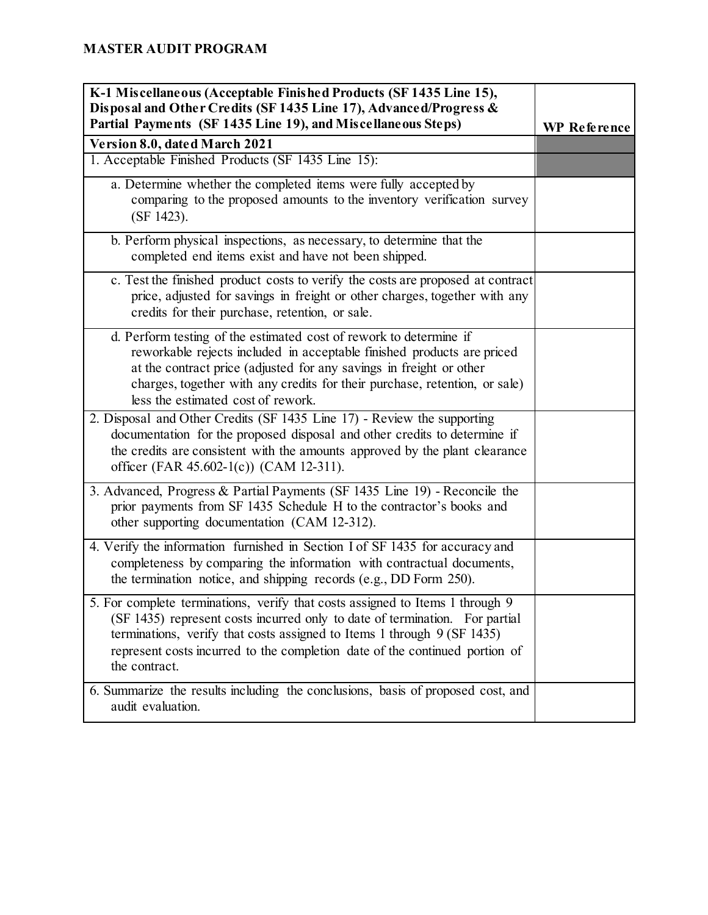**MASTER AUDIT PROGRAM**

| K-1 Miscellaneous (Acceptable Finished Products (SF 1435 Line 15), Disposal and Other Credits (SF 1435 Line 17), Advanced/Progress & Partial Payments (SF 1435 Line 19), and Miscellaneous Steps) | WP Reference |
|---|---|
| **Version 8.0, dated March 2021** | |
| 1. Acceptable Finished Products (SF 1435 Line 15): | |
| a. Determine whether the completed items were fully accepted by comparing to the proposed amounts to the inventory verification survey (SF 1423). | |
| b. Perform physical inspections, as necessary, to determine that the completed end items exist and have not been shipped. | |
| c. Test the finished product costs to verify the costs are proposed at contract price, adjusted for savings in freight or other charges, together with any credits for their purchase, retention, or sale. | |
| d. Perform testing of the estimated cost of rework to determine if reworkable rejects included in acceptable finished products are priced at the contract price (adjusted for any savings in freight or other charges, together with any credits for their purchase, retention, or sale) less the estimated cost of rework. | |
| 2. Disposal and Other Credits (SF 1435 Line 17) - Review the supporting documentation for the proposed disposal and other credits to determine if the credits are consistent with the amounts approved by the plant clearance officer (FAR 45.602-1(c)) (CAM 12-311). | |
| 3. Advanced, Progress & Partial Payments (SF 1435 Line 19) - Reconcile the prior payments from SF 1435 Schedule H to the contractor's books and other supporting documentation (CAM 12-312). | |
| 4. Verify the information furnished in Section I of SF 1435 for accuracy and completeness by comparing the information with contractual documents, the termination notice, and shipping records (e.g., DD Form 250). | |
| 5. For complete terminations, verify that costs assigned to Items 1 through 9 (SF 1435) represent costs incurred only to date of termination. For partial terminations, verify that costs assigned to Items 1 through 9 (SF 1435) represent costs incurred to the completion date of the continued portion of the contract. | |
| 6. Summarize the results including the conclusions, basis of proposed cost, and audit evaluation. | |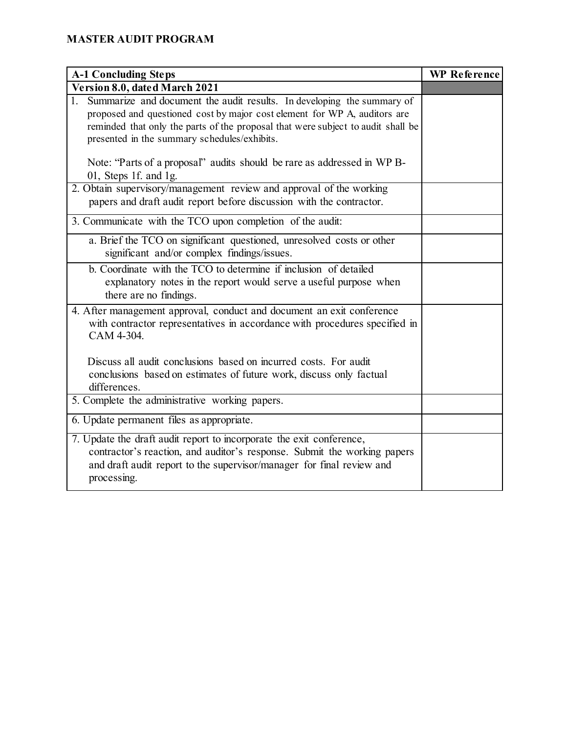**MASTER AUDIT PROGRAM**

| A-1 Concluding Steps | WP Reference |
|---|---|
| **Version 8.0, dated March 2021** | |
| 1. Summarize and document the audit results. In developing the summary of proposed and questioned cost by major cost element for WP A, auditors are reminded that only the parts of the proposal that were subject to audit shall be presented in the summary schedules/exhibits.<br><br>Note: "Parts of a proposal" audits should be rare as addressed in WP B-01, Steps 1f. and 1g. | |
| 2. Obtain supervisory/management review and approval of the working papers and draft audit report before discussion with the contractor. | |
| 3. Communicate with the TCO upon completion of the audit: | |
| a. Brief the TCO on significant questioned, unresolved costs or other significant and/or complex findings/issues. | |
| b. Coordinate with the TCO to determine if inclusion of detailed explanatory notes in the report would serve a useful purpose when there are no findings. | |
| 4. After management approval, conduct and document an exit conference with contractor representatives in accordance with procedures specified in CAM 4-304.<br><br>Discuss all audit conclusions based on incurred costs. For audit conclusions based on estimates of future work, discuss only factual differences. | |
| 5. Complete the administrative working papers. | |
| 6. Update permanent files as appropriate. | |
| 7. Update the draft audit report to incorporate the exit conference, contractor's reaction, and auditor's response. Submit the working papers and draft audit report to the supervisor/manager for final review and processing. | |